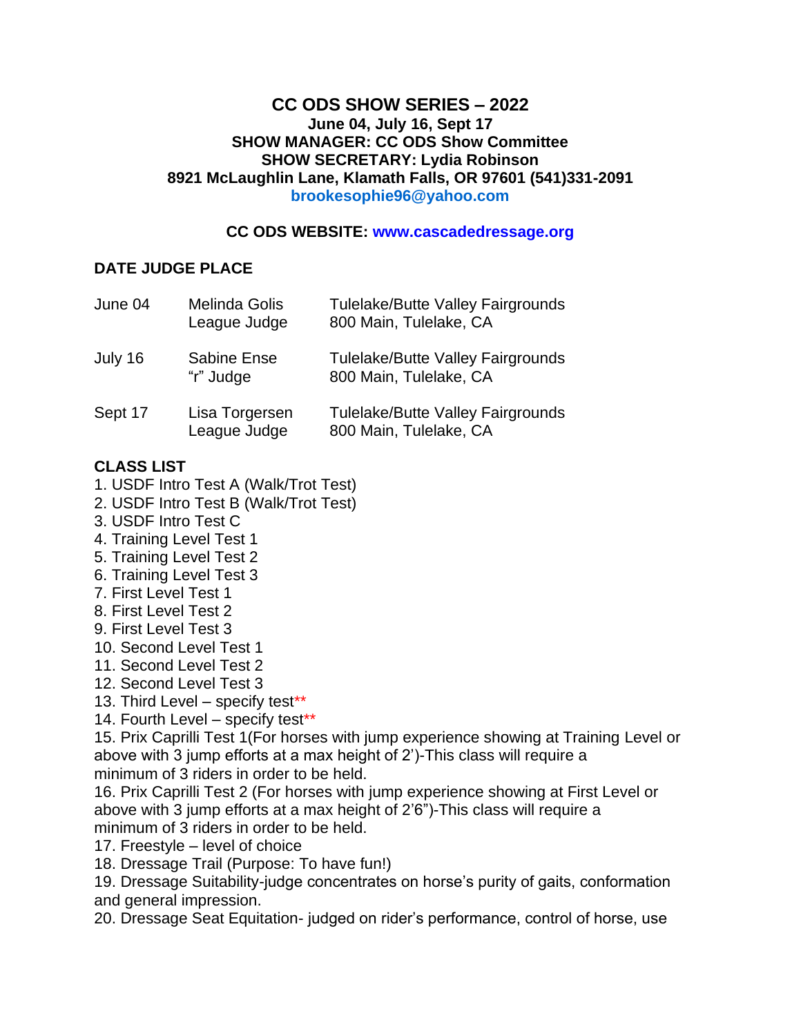# CC ODS SHOW SERIES – 2022

**June 04, July 16, Sept 17**
**SHOW MANAGER: CC ODS Show Committee**
**SHOW SECRETARY: Lydia Robinson**
**8921 McLaughlin Lane, Klamath Falls, OR 97601 (541)331-2091**
**brookesophie96@yahoo.com**

**CC ODS WEBSITE: www.cascadedressage.org**

**DATE JUDGE PLACE**

| Date | Judge | Place |
|---|---|---|
| June 04 | Melinda Golis<br>League Judge | Tulelake/Butte Valley Fairgrounds<br>800 Main, Tulelake, CA |
| July 16 | Sabine Ense<br>"r" Judge | Tulelake/Butte Valley Fairgrounds<br>800 Main, Tulelake, CA |
| Sept 17 | Lisa Torgersen<br>League Judge | Tulelake/Butte Valley Fairgrounds<br>800 Main, Tulelake, CA |

**CLASS LIST**

1. USDF Intro Test A (Walk/Trot Test)
2. USDF Intro Test B (Walk/Trot Test)
3. USDF Intro Test C
4. Training Level Test 1
5. Training Level Test 2
6. Training Level Test 3
7. First Level Test 1
8. First Level Test 2
9. First Level Test 3
10. Second Level Test 1
11. Second Level Test 2
12. Second Level Test 3
13. Third Level – specify test**
14. Fourth Level – specify test**
15. Prix Caprilli Test 1(For horses with jump experience showing at Training Level or above with 3 jump efforts at a max height of 2')-This class will require a minimum of 3 riders in order to be held.
16. Prix Caprilli Test 2 (For horses with jump experience showing at First Level or above with 3 jump efforts at a max height of 2'6")-This class will require a minimum of 3 riders in order to be held.
17. Freestyle – level of choice
18. Dressage Trail (Purpose: To have fun!)
19. Dressage Suitability-judge concentrates on horse's purity of gaits, conformation and general impression.
20. Dressage Seat Equitation- judged on rider's performance, control of horse, use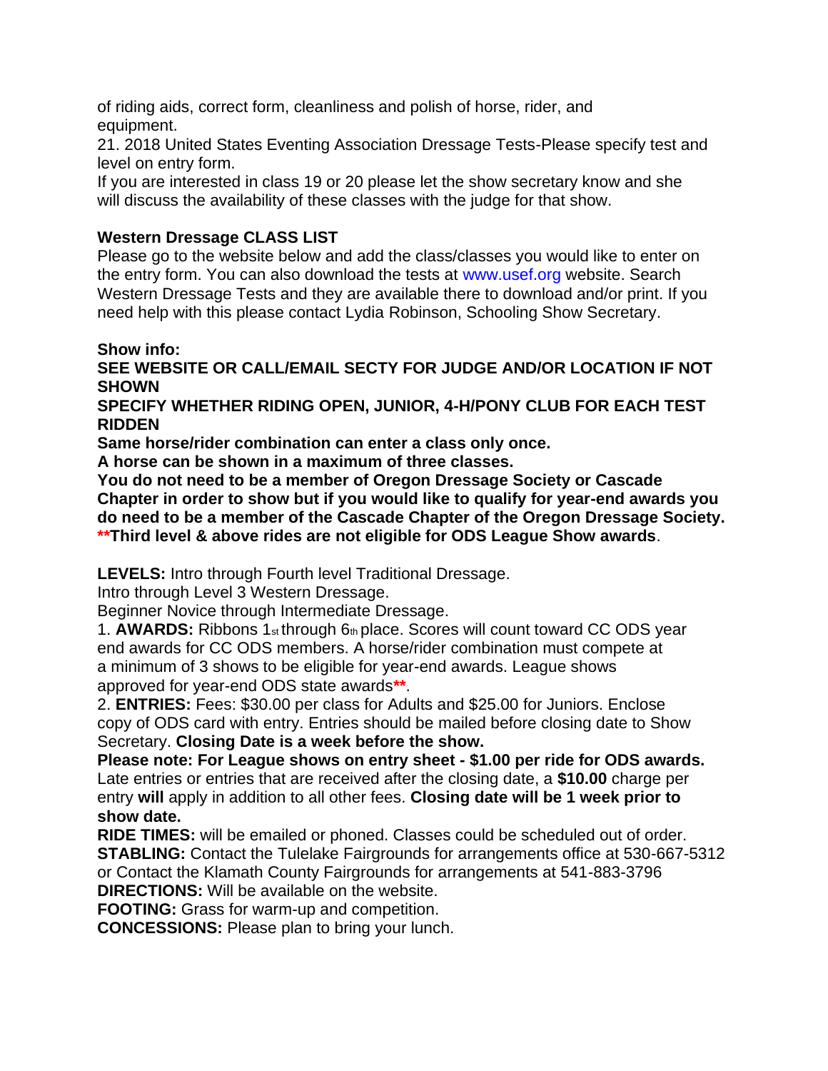of riding aids, correct form, cleanliness and polish of horse, rider, and equipment.

21. 2018 United States Eventing Association Dressage Tests-Please specify test and level on entry form.

If you are interested in class 19 or 20 please let the show secretary know and she will discuss the availability of these classes with the judge for that show.

**Western Dressage CLASS LIST**

Please go to the website below and add the class/classes you would like to enter on the entry form. You can also download the tests at www.usef.org website. Search Western Dressage Tests and they are available there to download and/or print. If you need help with this please contact Lydia Robinson, Schooling Show Secretary.

**Show info:**

**SEE WEBSITE OR CALL/EMAIL SECTY FOR JUDGE AND/OR LOCATION IF NOT SHOWN**

**SPECIFY WHETHER RIDING OPEN, JUNIOR, 4-H/PONY CLUB FOR EACH TEST RIDDEN**

**Same horse/rider combination can enter a class only once.**

**A horse can be shown in a maximum of three classes.**

**You do not need to be a member of Oregon Dressage Society or Cascade Chapter in order to show but if you would like to qualify for year-end awards you do need to be a member of the Cascade Chapter of the Oregon Dressage Society.**

**\*\*Third level & above rides are not eligible for ODS League Show awards**.

**LEVELS:** Intro through Fourth level Traditional Dressage.

Intro through Level 3 Western Dressage.

Beginner Novice through Intermediate Dressage.

1. **AWARDS:** Ribbons 1st through 6th place. Scores will count toward CC ODS year end awards for CC ODS members. A horse/rider combination must compete at a minimum of 3 shows to be eligible for year-end awards. League shows approved for year-end ODS state awards**\*\***.

2. **ENTRIES:** Fees: $30.00 per class for Adults and $25.00 for Juniors. Enclose copy of ODS card with entry. Entries should be mailed before closing date to Show Secretary. **Closing Date is a week before the show.**

**Please note: For League shows on entry sheet - $1.00 per ride for ODS awards.** Late entries or entries that are received after the closing date, a **$10.00** charge per entry **will** apply in addition to all other fees. **Closing date will be 1 week prior to show date.**

**RIDE TIMES:** will be emailed or phoned. Classes could be scheduled out of order.

**STABLING:** Contact the Tulelake Fairgrounds for arrangements office at 530-667-5312 or Contact the Klamath County Fairgrounds for arrangements at 541-883-3796

**DIRECTIONS:** Will be available on the website.

**FOOTING:** Grass for warm-up and competition.

**CONCESSIONS:** Please plan to bring your lunch.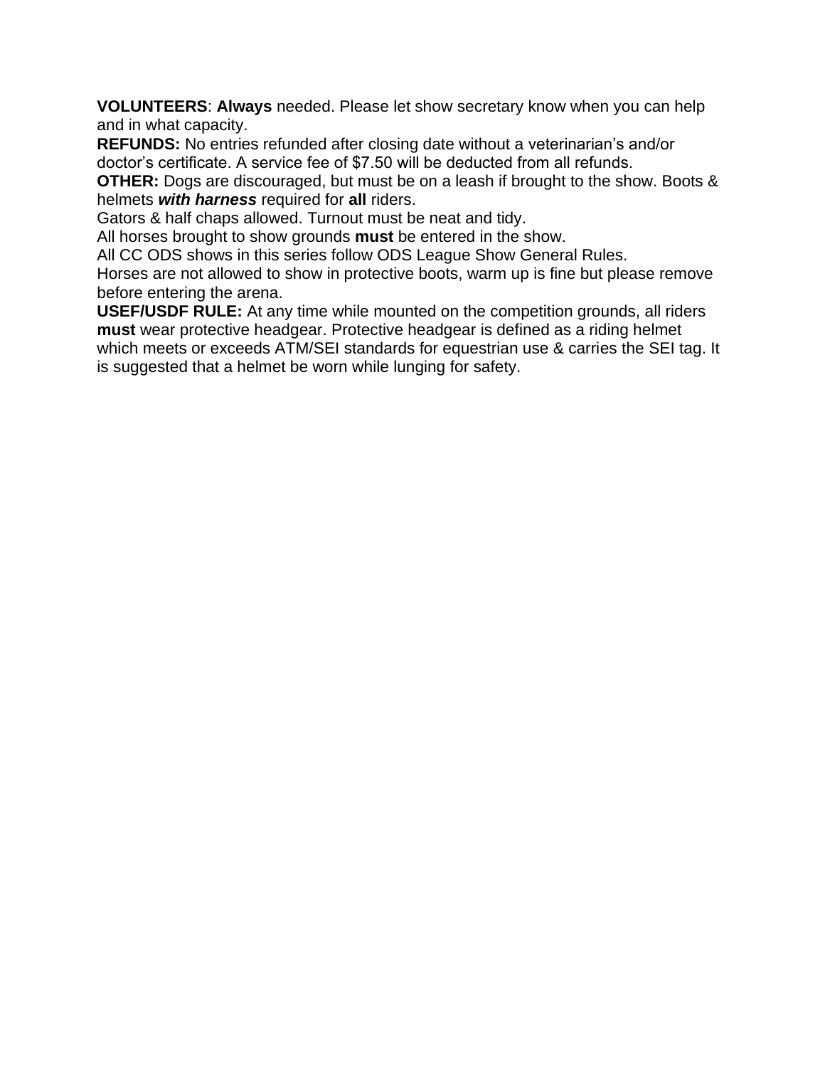**VOLUNTEERS**: **Always** needed. Please let show secretary know when you can help and in what capacity.

**REFUNDS:** No entries refunded after closing date without a veterinarian's and/or doctor's certificate. A service fee of $7.50 will be deducted from all refunds.

**OTHER:** Dogs are discouraged, but must be on a leash if brought to the show. Boots & helmets ***with harness*** required for **all** riders.

Gators & half chaps allowed. Turnout must be neat and tidy.

All horses brought to show grounds **must** be entered in the show.

All CC ODS shows in this series follow ODS League Show General Rules.

Horses are not allowed to show in protective boots, warm up is fine but please remove before entering the arena.

**USEF/USDF RULE:** At any time while mounted on the competition grounds, all riders **must** wear protective headgear. Protective headgear is defined as a riding helmet which meets or exceeds ATM/SEI standards for equestrian use & carries the SEI tag. It is suggested that a helmet be worn while lunging for safety.